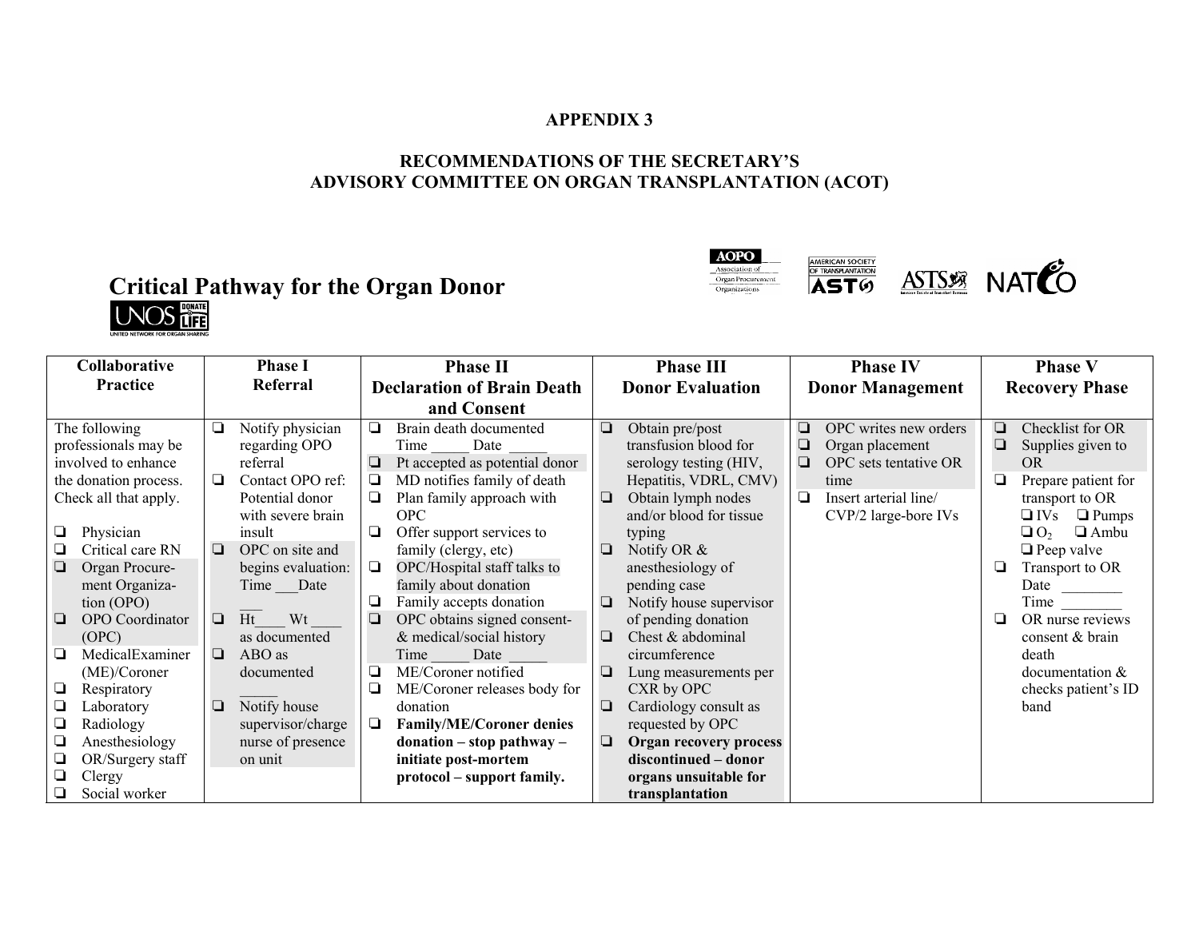**APPENDIX 3**

**RECOMMENDATIONS OF THE SECRETARY'S ADVISORY COMMITTEE ON ORGAN TRANSPLANTATION (ACOT)**

# Critical Pathway for the Organ Donor

| Collaborative Practice | Phase I Referral | Phase II Declaration of Brain Death and Consent | Phase III Donor Evaluation | Phase IV Donor Management | Phase V Recovery Phase |
|---|---|---|---|---|---|
| The following professionals may be involved to enhance the donation process. Check all that apply.<br><br>❑ Physician<br>❑ Critical care RN<br>❑ Organ Procurement Organization (OPO)<br>❑ OPO Coordinator (OPC)<br>❑ MedicalExaminer (ME)/Coroner<br>❑ Respiratory<br>❑ Laboratory<br>❑ Radiology<br>❑ Anesthesiology<br>❑ OR/Surgery staff<br>❑ Clergy<br>❑ Social worker | ❑ Notify physician regarding OPO referral<br>❑ Contact OPO ref: Potential donor with severe brain insult<br>❑ OPC on site and begins evaluation: Time ___Date ___<br>❑ Ht____ Wt ____ as documented<br>❑ ABO as documented _____<br>❑ Notify house supervisor/charge nurse of presence on unit | ❑ Brain death documented Time _____ Date _____<br>❑ Pt accepted as potential donor<br>❑ MD notifies family of death<br>❑ Plan family approach with OPC<br>❑ Offer support services to family (clergy, etc)<br>❑ OPC/Hospital staff talks to family about donation<br>❑ Family accepts donation<br>❑ OPC obtains signed consent- & medical/social history Time _____ Date _____<br>❑ ME/Coroner notified<br>❑ ME/Coroner releases body for donation<br>❑ **Family/ME/Coroner denies donation – stop pathway – initiate post-mortem protocol – support family.** | ❑ Obtain pre/post transfusion blood for serology testing (HIV, Hepatitis, VDRL, CMV)<br>❑ Obtain lymph nodes and/or blood for tissue typing<br>❑ Notify OR & anesthesiology of pending case<br>❑ Notify house supervisor of pending donation<br>❑ Chest & abdominal circumference<br>❑ Lung measurements per CXR by OPC<br>❑ Cardiology consult as requested by OPC<br>❑ **Organ recovery process discontinued – donor organs unsuitable for transplantation** | ❑ OPC writes new orders<br>❑ Organ placement<br>❑ OPC sets tentative OR time<br>❑ Insert arterial line/ CVP/2 large-bore IVs | ❑ Checklist for OR<br>❑ Supplies given to OR<br>❑ Prepare patient for transport to OR<br>❑ IVs ❑ Pumps<br>❑ $O_2$ ❑ Ambu<br>❑ Peep valve<br>❑ Transport to OR Date ________ Time ________<br>❑ OR nurse reviews consent & brain death documentation & checks patient's ID band |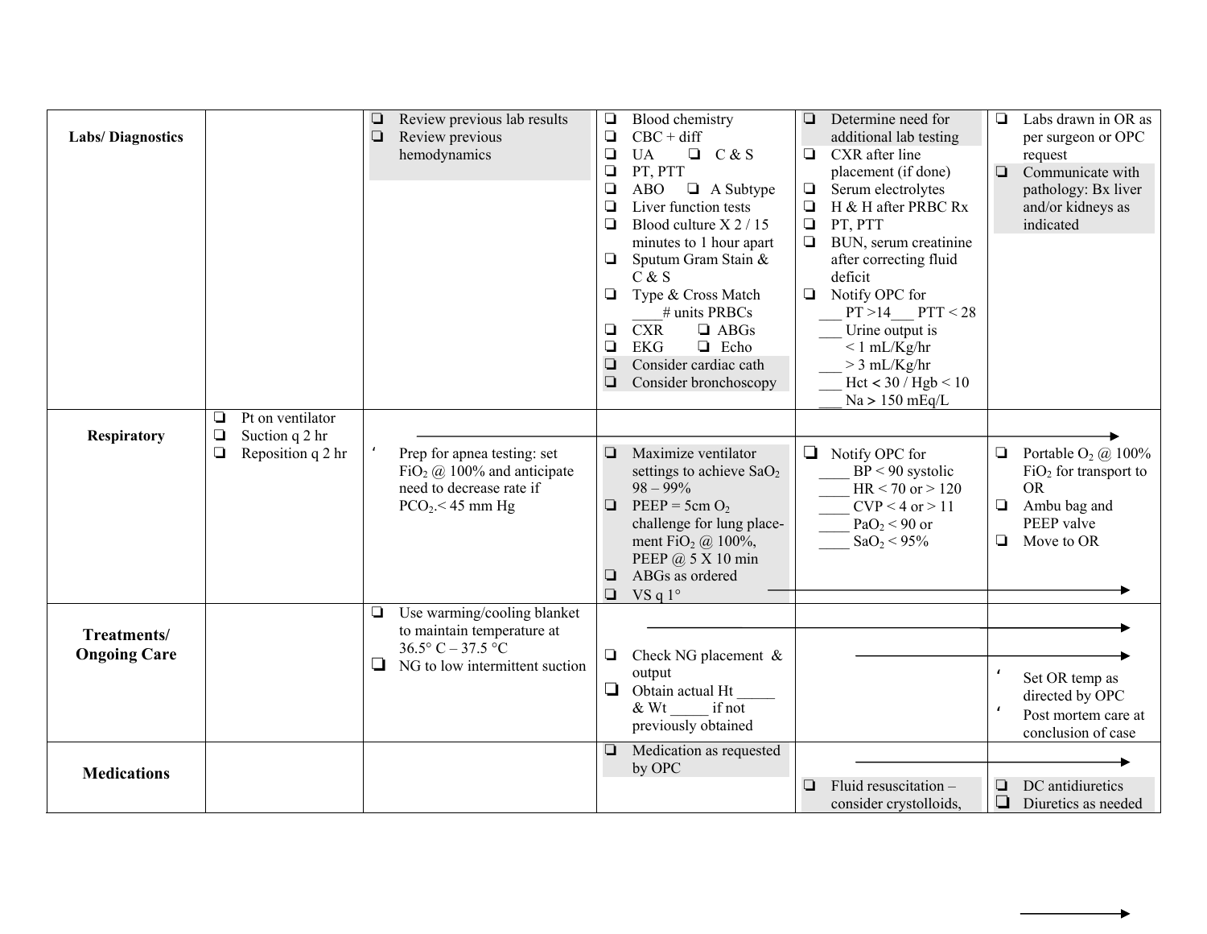| | | | | | |
|---|---|---|---|---|---|
| **Labs/ Diagnostics** | | ❑ Review previous lab results<br>❑ Review previous hemodynamics | ❑ Blood chemistry<br>❑ CBC + diff<br>❑ UA ❑ C & S<br>❑ PT, PTT<br>❑ ABO ❑ A Subtype<br>❑ Liver function tests<br>❑ Blood culture X 2 / 15 minutes to 1 hour apart<br>❑ Sputum Gram Stain & C & S<br>❑ Type & Cross Match ____# units PRBCs<br>❑ CXR ❑ ABGs<br>❑ EKG ❑ Echo<br>❑ Consider cardiac cath<br>❑ Consider bronchoscopy | ❑ Determine need for additional lab testing<br>❑ CXR after line placement (if done)<br>❑ Serum electrolytes<br>❑ H & H after PRBC Rx<br>❑ PT, PTT<br>❑ BUN, serum creatinine after correcting fluid deficit<br>❑ Notify OPC for<br>___ PT >14___ PTT < 28<br>___ Urine output is < 1 mL/Kg/hr<br>___ > 3 mL/Kg/hr<br>___ Hct < 30 / Hgb < 10<br>___ Na > 150 mEq/L | ❑ Labs drawn in OR as per surgeon or OPC request<br>❑ Communicate with pathology: Bx liver and/or kidneys as indicated |
| **Respiratory** | ❑ Pt on ventilator<br>❑ Suction q 2 hr<br>❑ Reposition q 2 hr | → (continue)<br>‘ Prep for apnea testing: set $FiO_2$ @ 100% and anticipate need to decrease rate if $PCO_2$.< 45 mm Hg | ❑ Maximize ventilator settings to achieve $SaO_2$ 98 – 99%<br>❑ PEEP = 5cm $O_2$ challenge for lung placement $FiO_2$ @ 100%, PEEP @ 5 X 10 min<br>❑ ABGs as ordered<br>❑ VS q 1° → | ❑ Notify OPC for<br>____ BP < 90 systolic<br>____ HR < 70 or > 120<br>____ CVP < 4 or > 11<br>____ $PaO_2$ < 90 or<br>____ $SaO_2$ < 95% | ❑ Portable $O_2$ @ 100% $FiO_2$ for transport to OR<br>❑ Ambu bag and PEEP valve<br>❑ Move to OR |
| **Treatments/ Ongoing Care** | | ❑ Use warming/cooling blanket to maintain temperature at 36.5° C – 37.5 °C<br>❑ NG to low intermittent suction | → (continue)<br>❑ Check NG placement & output<br>❑ Obtain actual Ht _____ & Wt _____ if not previously obtained | → (continue) | ‘ Set OR temp as directed by OPC<br>‘ Post mortem care at conclusion of case |
| **Medications** | | | ❑ Medication as requested by OPC | → (continue)<br>❑ Fluid resuscitation – consider crystolloids, | ❑ DC antidiuretics<br>❑ Diuretics as needed |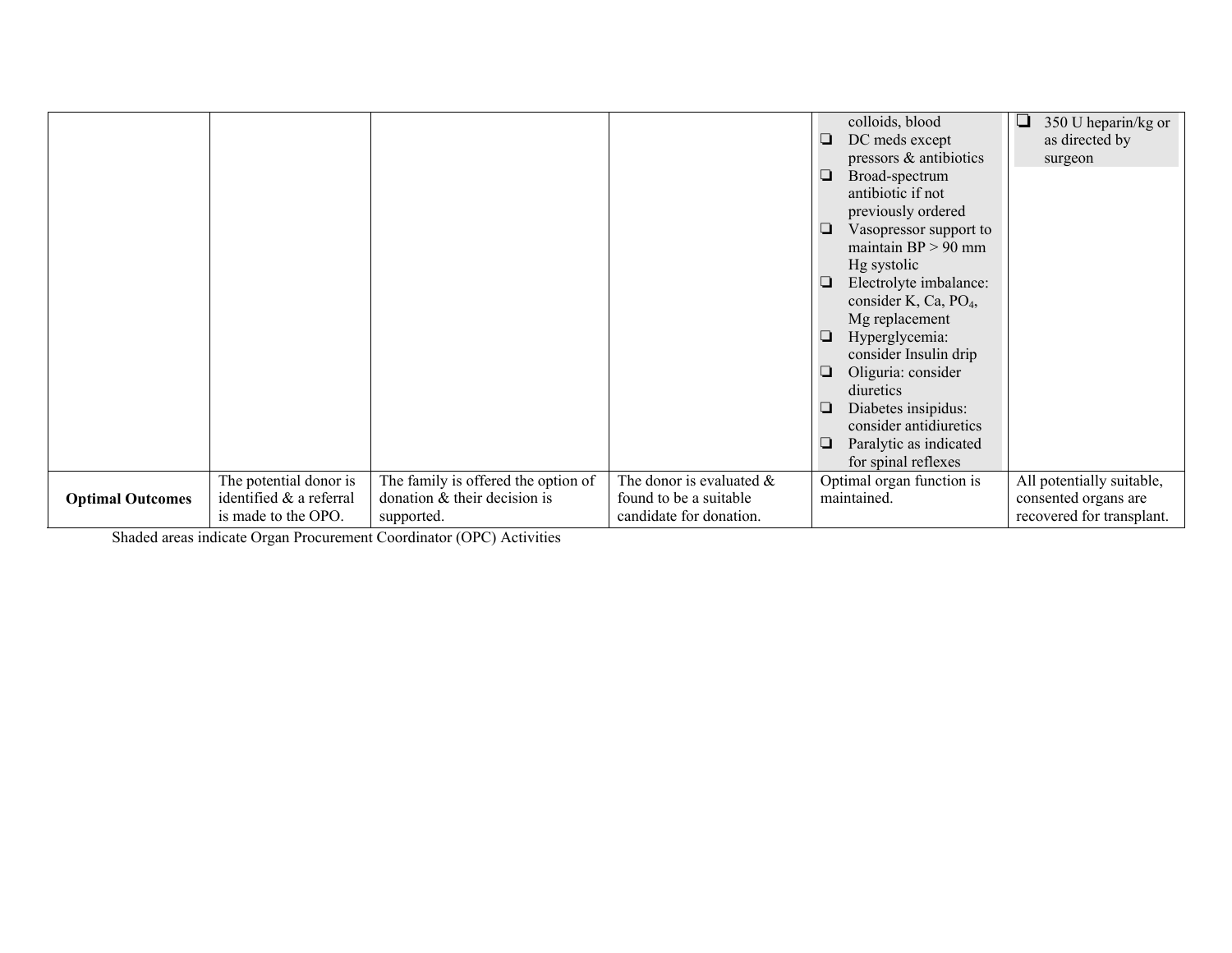| | | | | | |
|---|---|---|---|---|---|
| | | | | colloids, blood<br>❑ DC meds except pressors & antibiotics<br>❑ Broad-spectrum antibiotic if not previously ordered<br>❑ Vasopressor support to maintain BP > 90 mm Hg systolic<br>❑ Electrolyte imbalance: consider K, Ca, $PO_4$, Mg replacement<br>❑ Hyperglycemia: consider Insulin drip<br>❑ Oliguria: consider diuretics<br>❑ Diabetes insipidus: consider antidiuretics<br>❑ Paralytic as indicated for spinal reflexes | ❑ 350 U heparin/kg or as directed by surgeon |
| **Optimal Outcomes** | The potential donor is identified & a referral is made to the OPO. | The family is offered the option of donation & their decision is supported. | The donor is evaluated & found to be a suitable candidate for donation. | Optimal organ function is maintained. | All potentially suitable, consented organs are recovered for transplant. |

Shaded areas indicate Organ Procurement Coordinator (OPC) Activities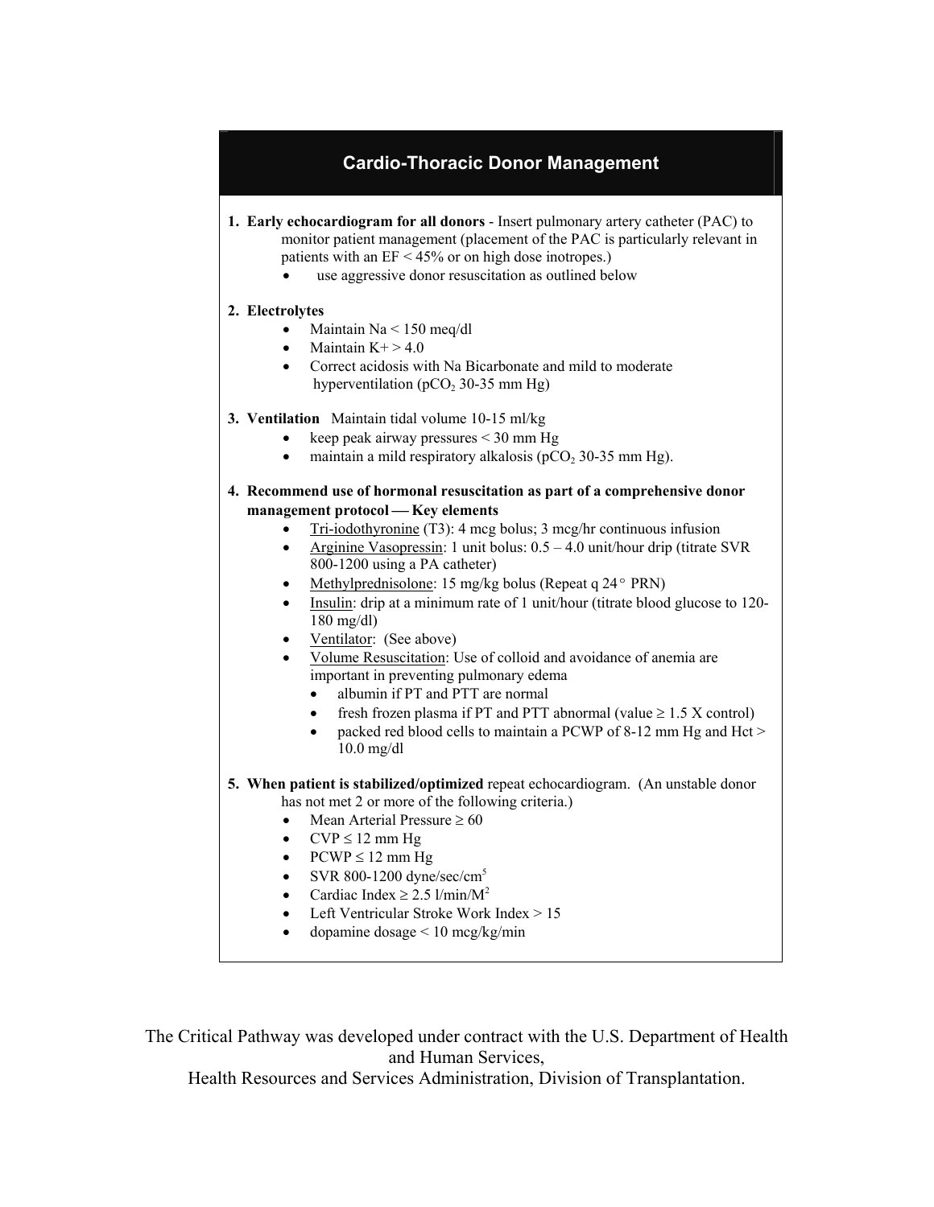## Cardio-Thoracic Donor Management

1. **Early echocardiogram for all donors** - Insert pulmonary artery catheter (PAC) to monitor patient management (placement of the PAC is particularly relevant in patients with an EF < 45% or on high dose inotropes.)
   - use aggressive donor resuscitation as outlined below

2. **Electrolytes**
   - Maintain Na < 150 meq/dl
   - Maintain K+ > 4.0
   - Correct acidosis with Na Bicarbonate and mild to moderate hyperventilation ($pCO_2$ 30-35 mm Hg)

3. **Ventilation** Maintain tidal volume 10-15 ml/kg
   - keep peak airway pressures < 30 mm Hg
   - maintain a mild respiratory alkalosis ($pCO_2$ 30-35 mm Hg).

4. **Recommend use of hormonal resuscitation as part of a comprehensive donor management protocol — Key elements**
   - Tri-iodothyronine (T3): 4 mcg bolus; 3 mcg/hr continuous infusion
   - Arginine Vasopressin: 1 unit bolus: 0.5 – 4.0 unit/hour drip (titrate SVR 800-1200 using a PA catheter)
   - Methylprednisolone: 15 mg/kg bolus (Repeat q 24° PRN)
   - Insulin: drip at a minimum rate of 1 unit/hour (titrate blood glucose to 120-180 mg/dl)
   - Ventilator: (See above)
   - Volume Resuscitation: Use of colloid and avoidance of anemia are important in preventing pulmonary edema
     - albumin if PT and PTT are normal
     - fresh frozen plasma if PT and PTT abnormal (value ≥ 1.5 X control)
     - packed red blood cells to maintain a PCWP of 8-12 mm Hg and Hct > 10.0 mg/dl

5. **When patient is stabilized/optimized** repeat echocardiogram. (An unstable donor has not met 2 or more of the following criteria.)
   - Mean Arterial Pressure ≥ 60
   - CVP ≤ 12 mm Hg
   - PCWP ≤ 12 mm Hg
   - SVR 800-1200 dyne/sec/$cm^5$
   - Cardiac Index ≥ 2.5 l/min/$M^2$
   - Left Ventricular Stroke Work Index > 15
   - dopamine dosage < 10 mcg/kg/min

The Critical Pathway was developed under contract with the U.S. Department of Health and Human Services,
Health Resources and Services Administration, Division of Transplantation.